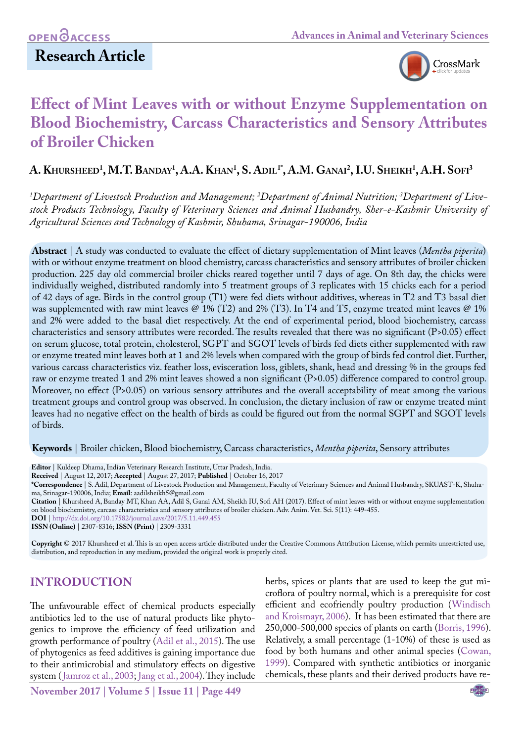OPEN ACCESS

## Research Article

# Effect of Mint Leaves with or without Enzyme Supplementation on Blood Biochemistry, Carcass Characteristics and Sensory Attributes of Broiler Chicken

**A. Khursheed[1], M.T. Banday[1], A.A. Khan[1], S. Adil[1*], A.M. Ganai[2], I.U. Sheikh[1], A.H. Sofi[3]**

*[1]Department of Livestock Production and Management; [2]Department of Animal Nutrition; [3]Department of Livestock Products Technology, Faculty of Veterinary Sciences and Animal Husbandry, Sher-e-Kashmir University of Agricultural Sciences and Technology of Kashmir, Shuhama, Srinagar-190006, India*

**Abstract** | A study was conducted to evaluate the effect of dietary supplementation of Mint leaves (*Mentha piperita*) with or without enzyme treatment on blood chemistry, carcass characteristics and sensory attributes of broiler chicken production. 225 day old commercial broiler chicks reared together until 7 days of age. On 8th day, the chicks were individually weighed, distributed randomly into 5 treatment groups of 3 replicates with 15 chicks each for a period of 42 days of age. Birds in the control group (T1) were fed diets without additives, whereas in T2 and T3 basal diet was supplemented with raw mint leaves @ 1% (T2) and 2% (T3). In T4 and T5, enzyme treated mint leaves @ 1% and 2% were added to the basal diet respectively. At the end of experimental period, blood biochemistry, carcass characteristics and sensory attributes were recorded. The results revealed that there was no significant (P>0.05) effect on serum glucose, total protein, cholesterol, SGPT and SGOT levels of birds fed diets either supplemented with raw or enzyme treated mint leaves both at 1 and 2% levels when compared with the group of birds fed control diet. Further, various carcass characteristics viz. feather loss, evisceration loss, giblets, shank, head and dressing % in the groups fed raw or enzyme treated 1 and 2% mint leaves showed a non significant (P>0.05) difference compared to control group. Moreover, no effect (P>0.05) on various sensory attributes and the overall acceptability of meat among the various treatment groups and control group was observed. In conclusion, the dietary inclusion of raw or enzyme treated mint leaves had no negative effect on the health of birds as could be figured out from the normal SGPT and SGOT levels of birds.

**Keywords** | Broiler chicken, Blood biochemistry, Carcass characteristics, *Mentha piperita*, Sensory attributes

**Editor** | Kuldeep Dhama, Indian Veterinary Research Institute, Uttar Pradesh, India.
**Received** | August 12, 2017; **Accepted** | August 27, 2017; **Published** | October 16, 2017
**\*Correspondence** | S. Adil, Department of Livestock Production and Management, Faculty of Veterinary Sciences and Animal Husbandry, SKUAST-K, Shuhama, Srinagar-190006, India; **Email**: aadilsheikh5@gmail.com
**Citation** | Khursheed A, Banday MT, Khan AA, Adil S, Ganai AM, Sheikh IU, Sofi AH (2017). Effect of mint leaves with or without enzyme supplementation on blood biochemistry, carcass characteristics and sensory attributes of broiler chicken. Adv. Anim. Vet. Sci. 5(11): 449-455.
**DOI** | http://dx.doi.org/10.17582/journal.aavs/2017/5.11.449.455
**ISSN (Online)** | 2307-8316; **ISSN (Print)** | 2309-3331

**Copyright** © 2017 Khursheed et al. This is an open access article distributed under the Creative Commons Attribution License, which permits unrestricted use, distribution, and reproduction in any medium, provided the original work is properly cited.

## INTRODUCTION

The unfavourable effect of chemical products especially antibiotics led to the use of natural products like phytogenics to improve the efficiency of feed utilization and growth performance of poultry (Adil et al., 2015). The use of phytogenics as feed additives is gaining importance due to their antimicrobial and stimulatory effects on digestive system (Jamroz et al., 2003; Jang et al., 2004). They include herbs, spices or plants that are used to keep the gut microflora of poultry normal, which is a prerequisite for cost efficient and ecofriendly poultry production (Windisch and Kroismayr, 2006). It has been estimated that there are 250,000-500,000 species of plants on earth (Borris, 1996). Relatively, a small percentage (1-10%) of these is used as food by both humans and other animal species (Cowan, 1999). Compared with synthetic antibiotics or inorganic chemicals, these plants and their derived products have re-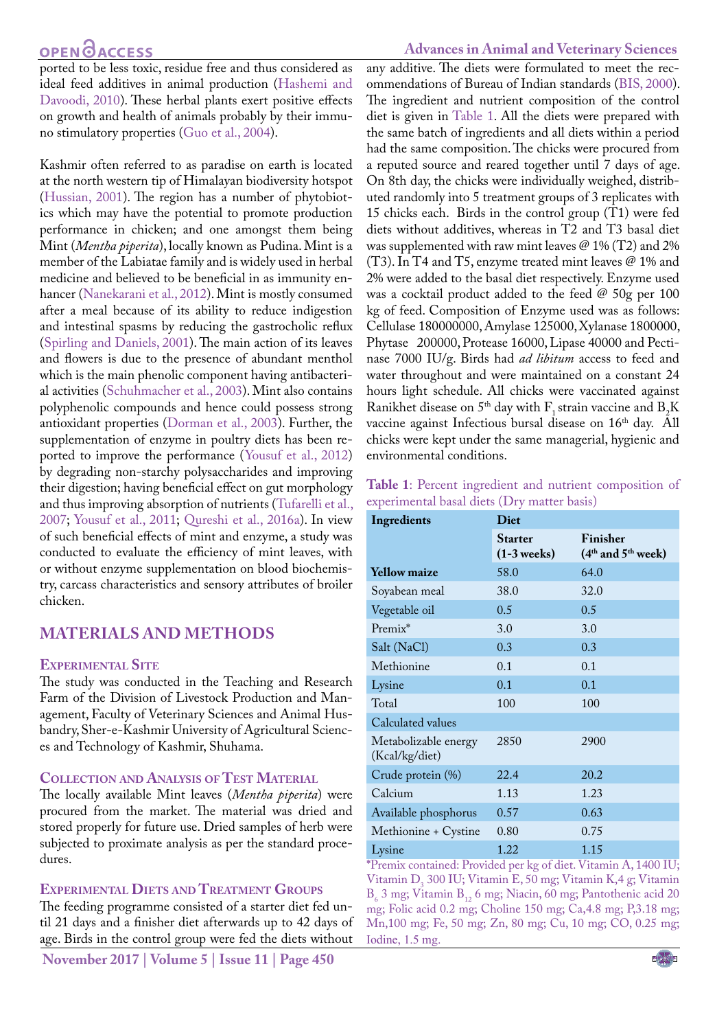ported to be less toxic, residue free and thus considered as ideal feed additives in animal production (Hashemi and Davoodi, 2010). These herbal plants exert positive effects on growth and health of animals probably by their immuno stimulatory properties (Guo et al., 2004).

Kashmir often referred to as paradise on earth is located at the north western tip of Himalayan biodiversity hotspot (Hussian, 2001). The region has a number of phytobiotics which may have the potential to promote production performance in chicken; and one amongst them being Mint (*Mentha piperita*), locally known as Pudina. Mint is a member of the Labiatae family and is widely used in herbal medicine and believed to be beneficial in as immunity enhancer (Nanekarani et al., 2012). Mint is mostly consumed after a meal because of its ability to reduce indigestion and intestinal spasms by reducing the gastrocholic reflux (Spirling and Daniels, 2001). The main action of its leaves and flowers is due to the presence of abundant menthol which is the main phenolic component having antibacterial activities (Schuhmacher et al., 2003). Mint also contains polyphenolic compounds and hence could possess strong antioxidant properties (Dorman et al., 2003). Further, the supplementation of enzyme in poultry diets has been reported to improve the performance (Yousuf et al., 2012) by degrading non-starchy polysaccharides and improving their digestion; having beneficial effect on gut morphology and thus improving absorption of nutrients (Tufarelli et al., 2007; Yousuf et al., 2011; Qureshi et al., 2016a). In view of such beneficial effects of mint and enzyme, a study was conducted to evaluate the efficiency of mint leaves, with or without enzyme supplementation on blood biochemistry, carcass characteristics and sensory attributes of broiler chicken.

## MATERIALS AND METHODS

### Experimental Site

The study was conducted in the Teaching and Research Farm of the Division of Livestock Production and Management, Faculty of Veterinary Sciences and Animal Husbandry, Sher-e-Kashmir University of Agricultural Sciences and Technology of Kashmir, Shuhama.

### Collection and Analysis of Test Material

The locally available Mint leaves (*Mentha piperita*) were procured from the market. The material was dried and stored properly for future use. Dried samples of herb were subjected to proximate analysis as per the standard procedures.

### Experimental Diets and Treatment Groups

The feeding programme consisted of a starter diet fed until 21 days and a finisher diet afterwards up to 42 days of age. Birds in the control group were fed the diets without any additive. The diets were formulated to meet the recommendations of Bureau of Indian standards (BIS, 2000). The ingredient and nutrient composition of the control diet is given in Table 1. All the diets were prepared with the same batch of ingredients and all diets within a period had the same composition. The chicks were procured from a reputed source and reared together until 7 days of age. On 8th day, the chicks were individually weighed, distributed randomly into 5 treatment groups of 3 replicates with 15 chicks each. Birds in the control group (T1) were fed diets without additives, whereas in T2 and T3 basal diet was supplemented with raw mint leaves @ 1% (T2) and 2% (T3). In T4 and T5, enzyme treated mint leaves @ 1% and 2% were added to the basal diet respectively. Enzyme used was a cocktail product added to the feed @ 50g per 100 kg of feed. Composition of Enzyme used was as follows: Cellulase 180000000, Amylase 125000, Xylanase 1800000, Phytase 200000, Protease 16000, Lipase 40000 and Pectinase 7000 IU/g. Birds had *ad libitum* access to feed and water throughout and were maintained on a constant 24 hours light schedule. All chicks were vaccinated against Ranikhet disease on 5th day with $F_1$ strain vaccine and $B_2K$ vaccine against Infectious bursal disease on 16th day. All chicks were kept under the same managerial, hygienic and environmental conditions.

**Table 1**: Percent ingredient and nutrient composition of experimental basal diets (Dry matter basis)

| Ingredients | Diet | |
|---|---|---|
| | **Starter (1-3 weeks)** | **Finisher (4th and 5th week)** |
| **Yellow maize** | 58.0 | 64.0 |
| Soyabean meal | 38.0 | 32.0 |
| Vegetable oil | 0.5 | 0.5 |
| Premix* | 3.0 | 3.0 |
| Salt (NaCl) | 0.3 | 0.3 |
| Methionine | 0.1 | 0.1 |
| Lysine | 0.1 | 0.1 |
| Total | 100 | 100 |
| Calculated values | | |
| Metabolizable energy (Kcal/kg/diet) | 2850 | 2900 |
| Crude protein (%) | 22.4 | 20.2 |
| Calcium | 1.13 | 1.23 |
| Available phosphorus | 0.57 | 0.63 |
| Methionine + Cystine | 0.80 | 0.75 |
| Lysine | 1.22 | 1.15 |

*Premix contained: Provided per kg of diet. Vitamin A, 1400 IU; Vitamin $D_3$ 300 IU; Vitamin E, 50 mg; Vitamin K,4 g; Vitamin $B_6$ 3 mg; Vitamin $B_{12}$ 6 mg; Niacin, 60 mg; Pantothenic acid 20 mg; Folic acid 0.2 mg; Choline 150 mg; Ca,4.8 mg; P,3.18 mg; Mn,100 mg; Fe, 50 mg; Zn, 80 mg; Cu, 10 mg; CO, 0.25 mg; Iodine, 1.5 mg.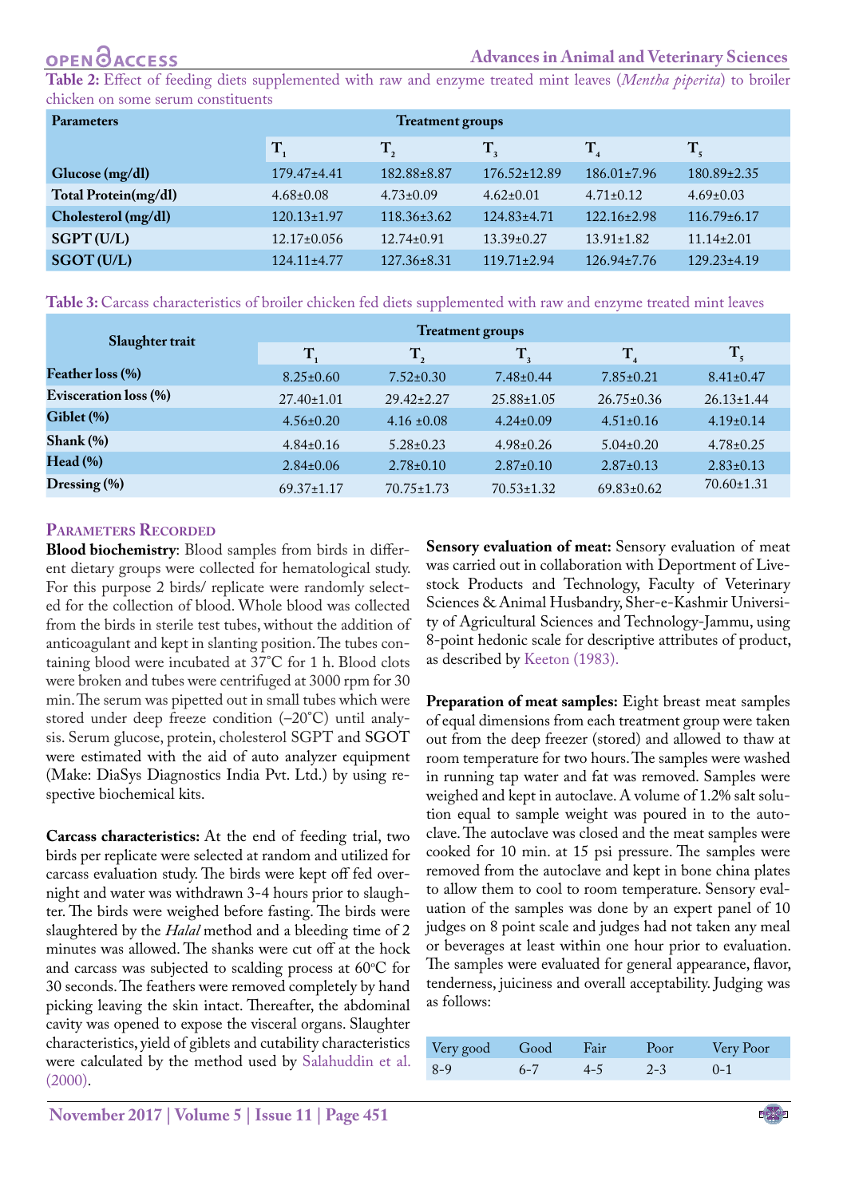**Table 2:** Effect of feeding diets supplemented with raw and enzyme treated mint leaves (*Mentha piperita*) to broiler chicken on some serum constituents

| Parameters | Treatment groups | | | | |
|---|---|---|---|---|---|
| | $T_1$ | $T_2$ | $T_3$ | $T_4$ | $T_5$ |
| Glucose (mg/dl) | 179.47±4.41 | 182.88±8.87 | 176.52±12.89 | 186.01±7.96 | 180.89±2.35 |
| Total Protein(mg/dl) | 4.68±0.08 | 4.73±0.09 | 4.62±0.01 | 4.71±0.12 | 4.69±0.03 |
| Cholesterol (mg/dl) | 120.13±1.97 | 118.36±3.62 | 124.83±4.71 | 122.16±2.98 | 116.79±6.17 |
| SGPT (U/L) | 12.17±0.056 | 12.74±0.91 | 13.39±0.27 | 13.91±1.82 | 11.14±2.01 |
| SGOT (U/L) | 124.11±4.77 | 127.36±8.31 | 119.71±2.94 | 126.94±7.76 | 129.23±4.19 |

**Table 3:** Carcass characteristics of broiler chicken fed diets supplemented with raw and enzyme treated mint leaves

| Slaughter trait | Treatment groups | | | | |
|---|---|---|---|---|---|
| | $T_1$ | $T_2$ | $T_3$ | $T_4$ | $T_5$ |
| Feather loss (%) | 8.25±0.60 | 7.52±0.30 | 7.48±0.44 | 7.85±0.21 | 8.41±0.47 |
| Evisceration loss (%) | 27.40±1.01 | 29.42±2.27 | 25.88±1.05 | 26.75±0.36 | 26.13±1.44 |
| Giblet (%) | 4.56±0.20 | 4.16 ±0.08 | 4.24±0.09 | 4.51±0.16 | 4.19±0.14 |
| Shank (%) | 4.84±0.16 | 5.28±0.23 | 4.98±0.26 | 5.04±0.20 | 4.78±0.25 |
| Head (%) | 2.84±0.06 | 2.78±0.10 | 2.87±0.10 | 2.87±0.13 | 2.83±0.13 |
| Dressing (%) | 69.37±1.17 | 70.75±1.73 | 70.53±1.32 | 69.83±0.62 | 70.60±1.31 |

## Parameters Recorded

**Blood biochemistry**: Blood samples from birds in different dietary groups were collected for hematological study. For this purpose 2 birds/ replicate were randomly selected for the collection of blood. Whole blood was collected from the birds in sterile test tubes, without the addition of anticoagulant and kept in slanting position. The tubes containing blood were incubated at 37°C for 1 h. Blood clots were broken and tubes were centrifuged at 3000 rpm for 30 min. The serum was pipetted out in small tubes which were stored under deep freeze condition (–20°C) until analysis. Serum glucose, protein, cholesterol SGPT and SGOT were estimated with the aid of auto analyzer equipment (Make: DiaSys Diagnostics India Pvt. Ltd.) by using respective biochemical kits.

**Carcass characteristics:** At the end of feeding trial, two birds per replicate were selected at random and utilized for carcass evaluation study. The birds were kept off fed overnight and water was withdrawn 3-4 hours prior to slaughter. The birds were weighed before fasting. The birds were slaughtered by the *Halal* method and a bleeding time of 2 minutes was allowed. The shanks were cut off at the hock and carcass was subjected to scalding process at 60°C for 30 seconds. The feathers were removed completely by hand picking leaving the skin intact. Thereafter, the abdominal cavity was opened to expose the visceral organs. Slaughter characteristics, yield of giblets and cutability characteristics were calculated by the method used by Salahuddin et al. (2000).

**Sensory evaluation of meat:** Sensory evaluation of meat was carried out in collaboration with Deportment of Livestock Products and Technology, Faculty of Veterinary Sciences & Animal Husbandry, Sher-e-Kashmir University of Agricultural Sciences and Technology-Jammu, using 8-point hedonic scale for descriptive attributes of product, as described by Keeton (1983).

**Preparation of meat samples:** Eight breast meat samples of equal dimensions from each treatment group were taken out from the deep freezer (stored) and allowed to thaw at room temperature for two hours. The samples were washed in running tap water and fat was removed. Samples were weighed and kept in autoclave. A volume of 1.2% salt solution equal to sample weight was poured in to the autoclave. The autoclave was closed and the meat samples were cooked for 10 min. at 15 psi pressure. The samples were removed from the autoclave and kept in bone china plates to allow them to cool to room temperature. Sensory evaluation of the samples was done by an expert panel of 10 judges on 8 point scale and judges had not taken any meal or beverages at least within one hour prior to evaluation. The samples were evaluated for general appearance, flavor, tenderness, juiciness and overall acceptability. Judging was as follows:

| Very good | Good | Fair | Poor | Very Poor |
|---|---|---|---|---|
| 8-9 | 6-7 | 4-5 | 2-3 | 0-1 |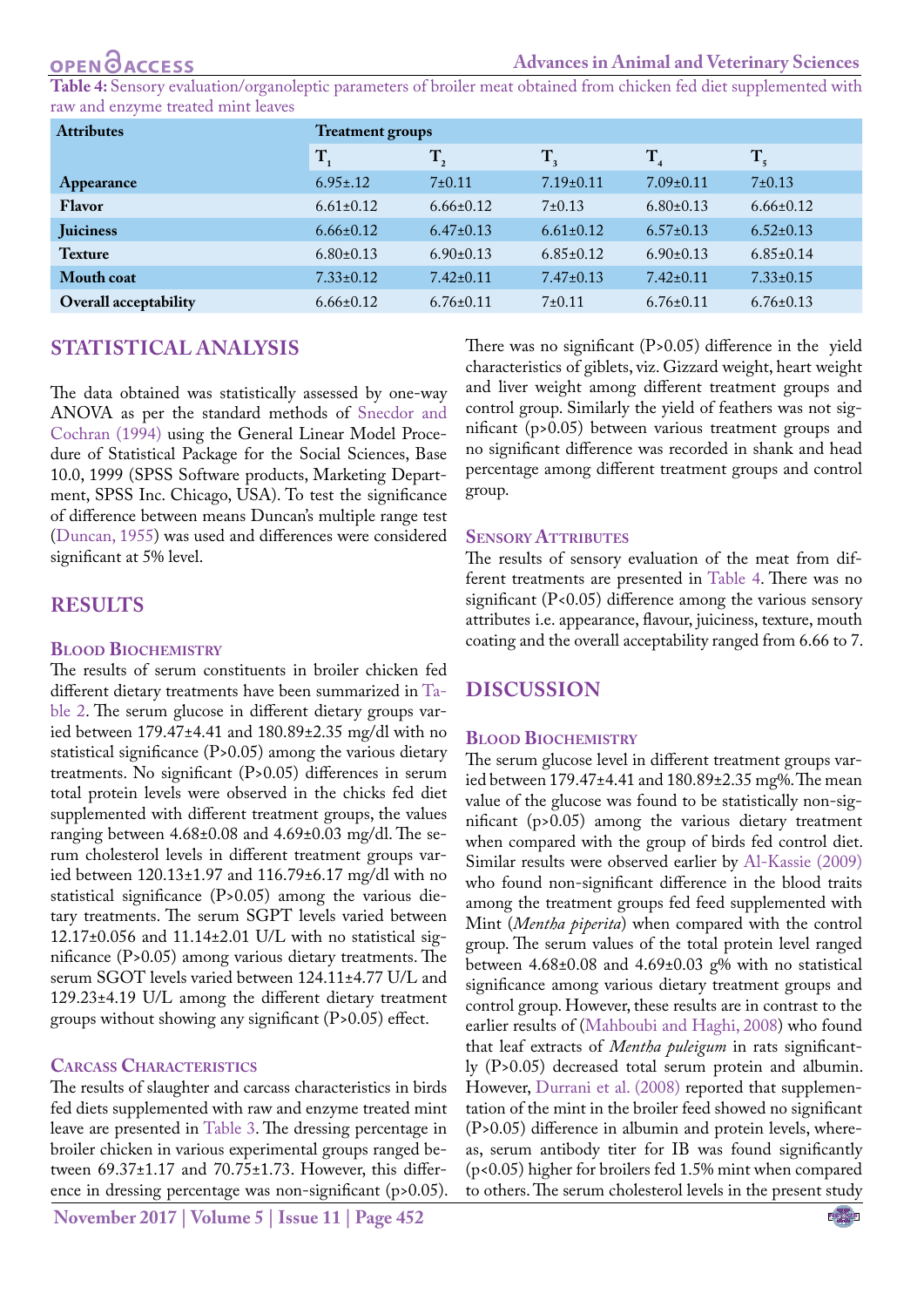**Table 4:** Sensory evaluation/organoleptic parameters of broiler meat obtained from chicken fed diet supplemented with raw and enzyme treated mint leaves

| Attributes | Treatment groups | | | | |
|---|---|---|---|---|---|
| | $T_1$ | $T_2$ | $T_3$ | $T_4$ | $T_5$ |
| **Appearance** | 6.95±.12 | 7±0.11 | 7.19±0.11 | 7.09±0.11 | 7±0.13 |
| **Flavor** | 6.61±0.12 | 6.66±0.12 | 7±0.13 | 6.80±0.13 | 6.66±0.12 |
| **Juiciness** | 6.66±0.12 | 6.47±0.13 | 6.61±0.12 | 6.57±0.13 | 6.52±0.13 |
| **Texture** | 6.80±0.13 | 6.90±0.13 | 6.85±0.12 | 6.90±0.13 | 6.85±0.14 |
| **Mouth coat** | 7.33±0.12 | 7.42±0.11 | 7.47±0.13 | 7.42±0.11 | 7.33±0.15 |
| **Overall acceptability** | 6.66±0.12 | 6.76±0.11 | 7±0.11 | 6.76±0.11 | 6.76±0.13 |

## STATISTICAL ANALYSIS

The data obtained was statistically assessed by one-way ANOVA as per the standard methods of Snecdor and Cochran (1994) using the General Linear Model Procedure of Statistical Package for the Social Sciences, Base 10.0, 1999 (SPSS Software products, Marketing Department, SPSS Inc. Chicago, USA). To test the significance of difference between means Duncan's multiple range test (Duncan, 1955) was used and differences were considered significant at 5% level.

## RESULTS

### Blood Biochemistry

The results of serum constituents in broiler chicken fed different dietary treatments have been summarized in Table 2. The serum glucose in different dietary groups varied between 179.47±4.41 and 180.89±2.35 mg/dl with no statistical significance (P>0.05) among the various dietary treatments. No significant (P>0.05) differences in serum total protein levels were observed in the chicks fed diet supplemented with different treatment groups, the values ranging between 4.68±0.08 and 4.69±0.03 mg/dl. The serum cholesterol levels in different treatment groups varied between 120.13±1.97 and 116.79±6.17 mg/dl with no statistical significance (P>0.05) among the various dietary treatments. The serum SGPT levels varied between 12.17±0.056 and 11.14±2.01 U/L with no statistical significance (P>0.05) among various dietary treatments. The serum SGOT levels varied between 124.11±4.77 U/L and 129.23±4.19 U/L among the different dietary treatment groups without showing any significant (P>0.05) effect.

### Carcass Characteristics

The results of slaughter and carcass characteristics in birds fed diets supplemented with raw and enzyme treated mint leave are presented in Table 3. The dressing percentage in broiler chicken in various experimental groups ranged between 69.37±1.17 and 70.75±1.73. However, this difference in dressing percentage was non-significant (p>0.05). There was no significant (P>0.05) difference in the yield characteristics of giblets, viz. Gizzard weight, heart weight and liver weight among different treatment groups and control group. Similarly the yield of feathers was not significant (p>0.05) between various treatment groups and no significant difference was recorded in shank and head percentage among different treatment groups and control group.

### Sensory Attributes

The results of sensory evaluation of the meat from different treatments are presented in Table 4. There was no significant (P<0.05) difference among the various sensory attributes i.e. appearance, flavour, juiciness, texture, mouth coating and the overall acceptability ranged from 6.66 to 7.

## DISCUSSION

### Blood Biochemistry

The serum glucose level in different treatment groups varied between 179.47±4.41 and 180.89±2.35 mg%. The mean value of the glucose was found to be statistically non-significant (p>0.05) among the various dietary treatment when compared with the group of birds fed control diet. Similar results were observed earlier by Al-Kassie (2009) who found non-significant difference in the blood traits among the treatment groups fed feed supplemented with Mint (*Mentha piperita*) when compared with the control group. The serum values of the total protein level ranged between 4.68±0.08 and 4.69±0.03 g% with no statistical significance among various dietary treatment groups and control group. However, these results are in contrast to the earlier results of (Mahboubi and Haghi, 2008) who found that leaf extracts of *Mentha puleigum* in rats significantly (P>0.05) decreased total serum protein and albumin. However, Durrani et al. (2008) reported that supplementation of the mint in the broiler feed showed no significant (P>0.05) difference in albumin and protein levels, whereas, serum antibody titer for IB was found significantly (p<0.05) higher for broilers fed 1.5% mint when compared to others. The serum cholesterol levels in the present study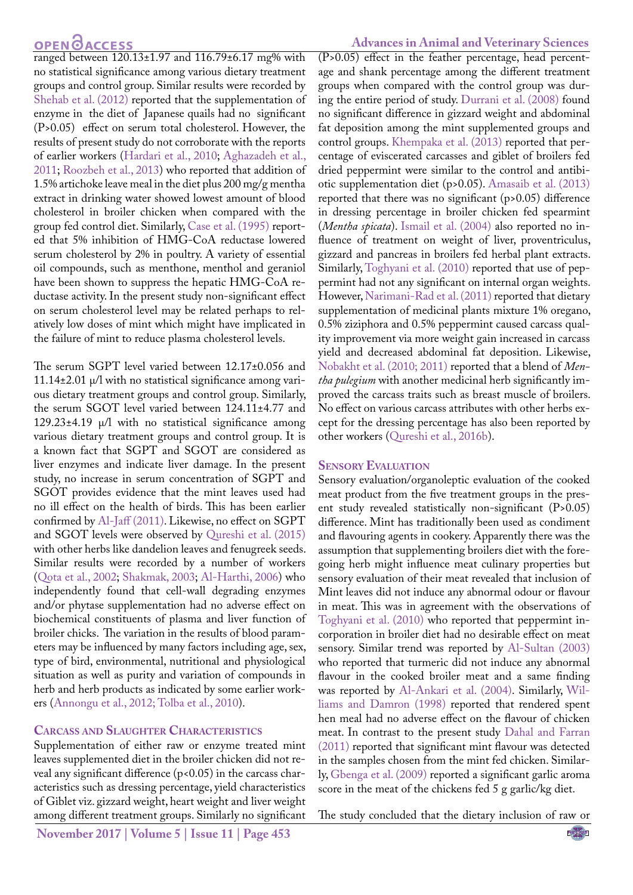ranged between 120.13±1.97 and 116.79±6.17 mg% with no statistical significance among various dietary treatment groups and control group. Similar results were recorded by Shehab et al. (2012) reported that the supplementation of enzyme in the diet of Japanese quails had no significant (P>0.05) effect on serum total cholesterol. However, the results of present study do not corroborate with the reports of earlier workers (Hardari et al., 2010; Aghazadeh et al., 2011; Roozbeh et al., 2013) who reported that addition of 1.5% artichoke leave meal in the diet plus 200 mg/g mentha extract in drinking water showed lowest amount of blood cholesterol in broiler chicken when compared with the group fed control diet. Similarly, Case et al. (1995) reported that 5% inhibition of HMG-CoA reductase lowered serum cholesterol by 2% in poultry. A variety of essential oil compounds, such as menthone, menthol and geraniol have been shown to suppress the hepatic HMG-CoA reductase activity. In the present study non-significant effect on serum cholesterol level may be related perhaps to relatively low doses of mint which might have implicated in the failure of mint to reduce plasma cholesterol levels.

The serum SGPT level varied between 12.17±0.056 and 11.14±2.01 µ/l with no statistical significance among various dietary treatment groups and control group. Similarly, the serum SGOT level varied between 124.11±4.77 and 129.23±4.19 µ/l with no statistical significance among various dietary treatment groups and control group. It is a known fact that SGPT and SGOT are considered as liver enzymes and indicate liver damage. In the present study, no increase in serum concentration of SGPT and SGOT provides evidence that the mint leaves used had no ill effect on the health of birds. This has been earlier confirmed by Al-Jaff (2011). Likewise, no effect on SGPT and SGOT levels were observed by Qureshi et al. (2015) with other herbs like dandelion leaves and fenugreek seeds. Similar results were recorded by a number of workers (Qota et al., 2002; Shakmak, 2003; Al-Harthi, 2006) who independently found that cell-wall degrading enzymes and/or phytase supplementation had no adverse effect on biochemical constituents of plasma and liver function of broiler chicks. The variation in the results of blood parameters may be influenced by many factors including age, sex, type of bird, environmental, nutritional and physiological situation as well as purity and variation of compounds in herb and herb products as indicated by some earlier workers (Annongu et al., 2012; Tolba et al., 2010).

## Carcass and Slaughter Characteristics

Supplementation of either raw or enzyme treated mint leaves supplemented diet in the broiler chicken did not reveal any significant difference (p<0.05) in the carcass characteristics such as dressing percentage, yield characteristics of Giblet viz. gizzard weight, heart weight and liver weight among different treatment groups. Similarly no significant (P>0.05) effect in the feather percentage, head percentage and shank percentage among the different treatment groups when compared with the control group was during the entire period of study. Durrani et al. (2008) found no significant difference in gizzard weight and abdominal fat deposition among the mint supplemented groups and control groups. Khempaka et al. (2013) reported that percentage of eviscerated carcasses and giblet of broilers fed dried peppermint were similar to the control and antibiotic supplementation diet (p>0.05). Amasaib et al. (2013) reported that there was no significant (p>0.05) difference in dressing percentage in broiler chicken fed spearmint (*Mentha spicata*). Ismail et al. (2004) also reported no influence of treatment on weight of liver, proventriculus, gizzard and pancreas in broilers fed herbal plant extracts. Similarly, Toghyani et al. (2010) reported that use of peppermint had not any significant on internal organ weights. However, Narimani-Rad et al. (2011) reported that dietary supplementation of medicinal plants mixture 1% oregano, 0.5% ziziphora and 0.5% peppermint caused carcass quality improvement via more weight gain increased in carcass yield and decreased abdominal fat deposition. Likewise, Nobakht et al. (2010; 2011) reported that a blend of *Mentha pulegium* with another medicinal herb significantly improved the carcass traits such as breast muscle of broilers. No effect on various carcass attributes with other herbs except for the dressing percentage has also been reported by other workers (Qureshi et al., 2016b).

## Sensory Evaluation

Sensory evaluation/organoleptic evaluation of the cooked meat product from the five treatment groups in the present study revealed statistically non-significant (P>0.05) difference. Mint has traditionally been used as condiment and flavouring agents in cookery. Apparently there was the assumption that supplementing broilers diet with the foregoing herb might influence meat culinary properties but sensory evaluation of their meat revealed that inclusion of Mint leaves did not induce any abnormal odour or flavour in meat. This was in agreement with the observations of Toghyani et al. (2010) who reported that peppermint incorporation in broiler diet had no desirable effect on meat sensory. Similar trend was reported by Al-Sultan (2003) who reported that turmeric did not induce any abnormal flavour in the cooked broiler meat and a same finding was reported by Al-Ankari et al. (2004). Similarly, Williams and Damron (1998) reported that rendered spent hen meal had no adverse effect on the flavour of chicken meat. In contrast to the present study Dahal and Farran (2011) reported that significant mint flavour was detected in the samples chosen from the mint fed chicken. Similarly, Gbenga et al. (2009) reported a significant garlic aroma score in the meat of the chickens fed 5 g garlic/kg diet.

The study concluded that the dietary inclusion of raw or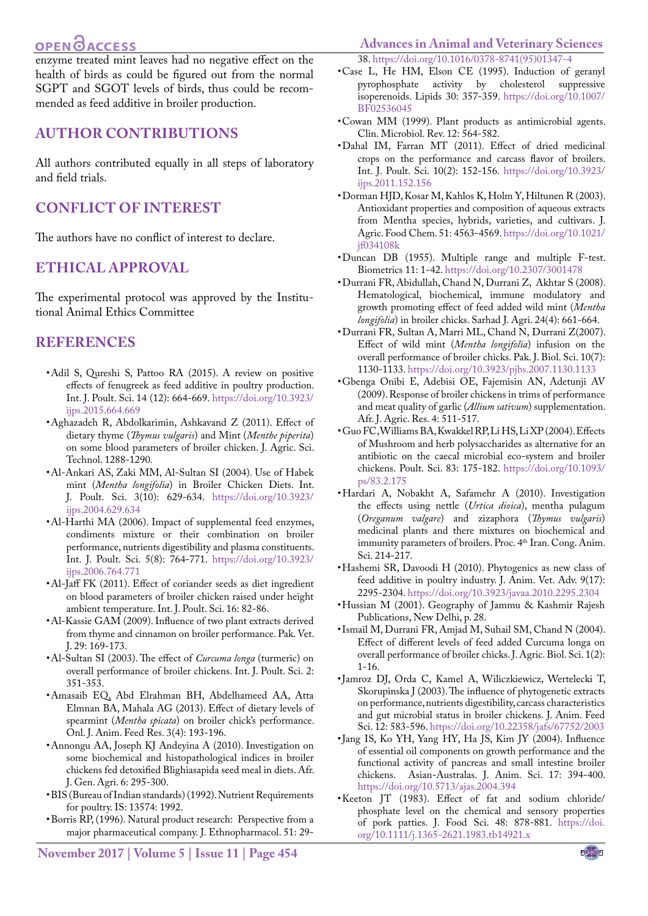enzyme treated mint leaves had no negative effect on the health of birds as could be figured out from the normal SGPT and SGOT levels of birds, thus could be recommended as feed additive in broiler production.

## AUTHOR CONTRIBUTIONS

All authors contributed equally in all steps of laboratory and field trials.

## CONFLICT OF INTEREST

The authors have no conflict of interest to declare.

## ETHICAL APPROVAL

The experimental protocol was approved by the Institutional Animal Ethics Committee

## REFERENCES

- Adil S, Qureshi S, Pattoo RA (2015). A review on positive effects of fenugreek as feed additive in poultry production. Int. J. Poult. Sci. 14 (12): 664-669. https://doi.org/10.3923/ijps.2015.664.669
- Aghazadeh R, Abdolkarimin, Ashkavand Z (2011). Effect of dietary thyme (*Thymus vulgaris*) and Mint (*Menthe piperita*) on some blood parameters of broiler chicken. J. Agric. Sci. Technol. 1288-1290.
- Al-Ankari AS, Zaki MM, Al-Sultan SI (2004). Use of Habek mint (*Mentha longifolia*) in Broiler Chicken Diets. Int. J. Poult. Sci. 3(10): 629-634. https://doi.org/10.3923/ijps.2004.629.634
- Al-Harthi MA (2006). Impact of supplemental feed enzymes, condiments mixture or their combination on broiler performance, nutrients digestibility and plasma constituents. Int. J. Poult. Sci. 5(8): 764-771. https://doi.org/10.3923/ijps.2006.764.771
- Al-Jaff FK (2011). Effect of coriander seeds as diet ingredient on blood parameters of broiler chicken raised under height ambient temperature. Int. J. Poult. Sci. 16: 82-86.
- Al-Kassie GAM (2009). Influence of two plant extracts derived from thyme and cinnamon on broiler performance. Pak. Vet. J. 29: 169-173.
- Al-Sultan SI (2003). The effect of *Curcuma longa* (turmeric) on overall performance of broiler chickens. Int. J. Poult. Sci. 2: 351-353.
- Amasaib EQ, Abd Elrahman BH, Abdelhameed AA, Atta Elmnan BA, Mahala AG (2013). Effect of dietary levels of spearmint (*Mentha spicata*) on broiler chick's performance. Onl. J. Anim. Feed Res. 3(4): 193-196.
- Annongu AA, Joseph KJ Andeyina A (2010). Investigation on some biochemical and histopathological indices in broiler chickens fed detoxified Blighiasapida seed meal in diets. Afr. J. Gen. Agri. 6: 295-300.
- BIS (Bureau of Indian standards) (1992). Nutrient Requirements for poultry. IS: 13574: 1992.
- Borris RP, (1996). Natural product research: Perspective from a major pharmaceutical company. J. Ethnopharmacol. 51: 29-38. https://doi.org/10.1016/0378-8741(95)01347-4
- Case L, He HM, Elson CE (1995). Induction of geranyl pyrophosphate activity by cholesterol suppressive isoperenoids. Lipids 30: 357-359. https://doi.org/10.1007/BF02536045
- Cowan MM (1999). Plant products as antimicrobial agents. Clin. Microbiol. Rev. 12: 564-582.
- Dahal IM, Farran MT (2011). Effect of dried medicinal crops on the performance and carcass flavor of broilers. Int. J. Poult. Sci. 10(2): 152-156. https://doi.org/10.3923/ijps.2011.152.156
- Dorman HJD, Kosar M, Kahlos K, Holm Y, Hiltunen R (2003). Antioxidant properties and composition of aqueous extracts from Mentha species, hybrids, varieties, and cultivars. J. Agric. Food Chem. 51: 4563-4569. https://doi.org/10.1021/jf034108k
- Duncan DB (1955). Multiple range and multiple F-test. Biometrics 11: 1-42. https://doi.org/10.2307/3001478
- Durrani FR, Abidullah, Chand N, Durrani Z, Akhtar S (2008). Hematological, biochemical, immune modulatory and growth promoting effect of feed added wild mint (*Mentha longifolia*) in broiler chicks. Sarhad J. Agri. 24(4): 661-664.
- Durrani FR, Sultan A, Marri ML, Chand N, Durrani Z(2007). Effect of wild mint (*Mentha longifolia*) infusion on the overall performance of broiler chicks. Pak. J. Biol. Sci. 10(7): 1130-1133. https://doi.org/10.3923/pjbs.2007.1130.1133
- Gbenga Onibi E, Adebisi OE, Fajemisin AN, Adetunji AV (2009). Response of broiler chickens in trims of performance and meat quality of garlic (*Allium sativum*) supplementation. Afr. J. Agric. Res. 4: 511-517.
- Guo FC, Williams BA, Kwakkel RP, Li HS, Li XP (2004). Effects of Mushroom and herb polysaccharides as alternative for an antibiotic on the caecal microbial eco-system and broiler chickens. Poult. Sci. 83: 175-182. https://doi.org/10.1093/ps/83.2.175
- Hardari A, Nobakht A, Safamehr A (2010). Investigation the effects using nettle (*Urtica dioica*), mentha pulagum (*Oreganum valgare*) and zizaphora (*Thymus vulgaris*) medicinal plants and there mixtures on biochemical and immunity parameters of broilers. Proc. 4th Iran. Cong. Anim. Sci. 214-217.
- Hashemi SR, Davoodi H (2010). Phytogenics as new class of feed additive in poultry industry. J. Anim. Vet. Adv. 9(17): 2295-2304. https://doi.org/10.3923/javaa.2010.2295.2304
- Hussian M (2001). Geography of Jammu & Kashmir Rajesh Publications, New Delhi, p. 28.
- Ismail M, Durrani FR, Amjad M, Suhail SM, Chand N (2004). Effect of different levels of feed added Curcuma longa on overall performance of broiler chicks. J. Agric. Biol. Sci. 1(2): 1-16.
- Jamroz DJ, Orda C, Kamel A, Wiliczkiewicz, Wertelecki T, Skorupinska J (2003). The influence of phytogenetic extracts on performance, nutrients digestibility, carcass characteristics and gut microbial status in broiler chickens. J. Anim. Feed Sci. 12: 583-596. https://doi.org/10.22358/jafs/67752/2003
- Jang IS, Ko YH, Yang HY, Ha JS, Kim JY (2004). Influence of essential oil components on growth performance and the functional activity of pancreas and small intestine broiler chickens. Asian-Australas. J. Anim. Sci. 17: 394-400. https://doi.org/10.5713/ajas.2004.394
- Keeton JT (1983). Effect of fat and sodium chloride/phosphate level on the chemical and sensory properties of pork patties. J. Food Sci. 48: 878-881. https://doi.org/10.1111/j.1365-2621.1983.tb14921.x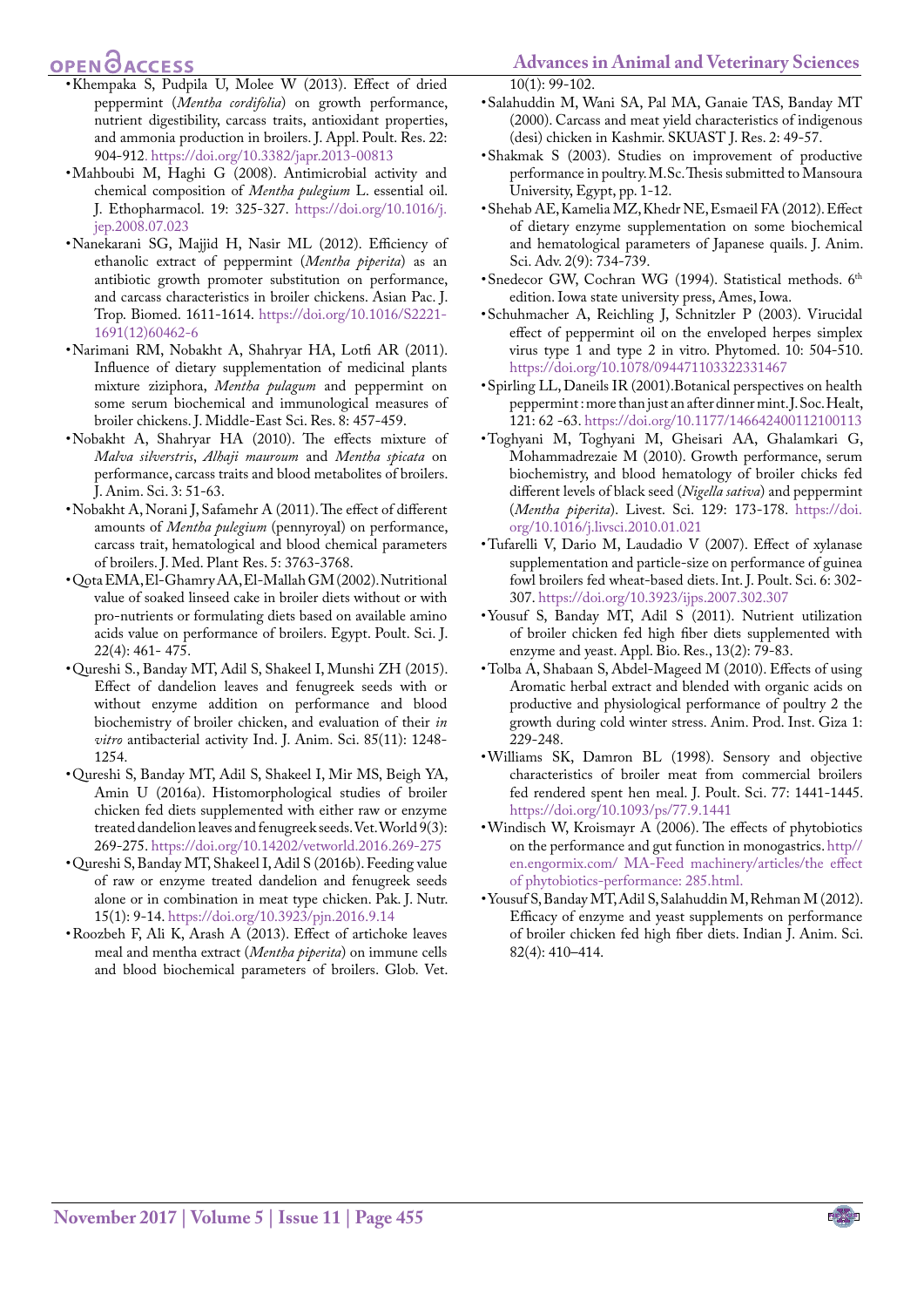- Khempaka S, Pudpila U, Molee W (2013). Effect of dried peppermint (*Mentha cordifolia*) on growth performance, nutrient digestibility, carcass traits, antioxidant properties, and ammonia production in broilers. J. Appl. Poult. Res. 22: 904-912. https://doi.org/10.3382/japr.2013-00813
- Mahboubi M, Haghi G (2008). Antimicrobial activity and chemical composition of *Mentha pulegium* L. essential oil. J. Ethopharmacol. 19: 325-327. https://doi.org/10.1016/j.jep.2008.07.023
- Nanekarani SG, Majjid H, Nasir ML (2012). Efficiency of ethanolic extract of peppermint (*Mentha piperita*) as an antibiotic growth promoter substitution on performance, and carcass characteristics in broiler chickens. Asian Pac. J. Trop. Biomed. 1611-1614. https://doi.org/10.1016/S2221-1691(12)60462-6
- Narimani RM, Nobakht A, Shahryar HA, Lotfi AR (2011). Influence of dietary supplementation of medicinal plants mixture ziziphora, *Mentha pulagum* and peppermint on some serum biochemical and immunological measures of broiler chickens. J. Middle-East Sci. Res. 8: 457-459.
- Nobakht A, Shahryar HA (2010). The effects mixture of *Malva silverstris*, *Alhaji mauroum* and *Mentha spicata* on performance, carcass traits and blood metabolites of broilers. J. Anim. Sci. 3: 51-63.
- Nobakht A, Norani J, Safamehr A (2011). The effect of different amounts of *Mentha pulegium* (pennyroyal) on performance, carcass trait, hematological and blood chemical parameters of broilers. J. Med. Plant Res. 5: 3763-3768.
- Qota EMA, El-Ghamry AA, El-Mallah GM (2002). Nutritional value of soaked linseed cake in broiler diets without or with pro-nutrients or formulating diets based on available amino acids value on performance of broilers. Egypt. Poult. Sci. J. 22(4): 461- 475.
- Qureshi S., Banday MT, Adil S, Shakeel I, Munshi ZH (2015). Effect of dandelion leaves and fenugreek seeds with or without enzyme addition on performance and blood biochemistry of broiler chicken, and evaluation of their *in vitro* antibacterial activity Ind. J. Anim. Sci. 85(11): 1248-1254.
- Qureshi S, Banday MT, Adil S, Shakeel I, Mir MS, Beigh YA, Amin U (2016a). Histomorphological studies of broiler chicken fed diets supplemented with either raw or enzyme treated dandelion leaves and fenugreek seeds. Vet. World 9(3): 269-275. https://doi.org/10.14202/vetworld.2016.269-275
- Qureshi S, Banday MT, Shakeel I, Adil S (2016b). Feeding value of raw or enzyme treated dandelion and fenugreek seeds alone or in combination in meat type chicken. Pak. J. Nutr. 15(1): 9-14. https://doi.org/10.3923/pjn.2016.9.14
- Roozbeh F, Ali K, Arash A (2013). Effect of artichoke leaves meal and mentha extract (*Mentha piperita*) on immune cells and blood biochemical parameters of broilers. Glob. Vet. 10(1): 99-102.
- Salahuddin M, Wani SA, Pal MA, Ganaie TAS, Banday MT (2000). Carcass and meat yield characteristics of indigenous (desi) chicken in Kashmir. SKUAST J. Res. 2: 49-57.
- Shakmak S (2003). Studies on improvement of productive performance in poultry. M.Sc. Thesis submitted to Mansoura University, Egypt, pp. 1-12.
- Shehab AE, Kamelia MZ, Khedr NE, Esmaeil FA (2012). Effect of dietary enzyme supplementation on some biochemical and hematological parameters of Japanese quails. J. Anim. Sci. Adv. 2(9): 734-739.
- Snedecor GW, Cochran WG (1994). Statistical methods. 6th edition. Iowa state university press, Ames, Iowa.
- Schuhmacher A, Reichling J, Schnitzler P (2003). Virucidal effect of peppermint oil on the enveloped herpes simplex virus type 1 and type 2 in vitro. Phytomed. 10: 504-510. https://doi.org/10.1078/094471103322331467
- Spirling LL, Daneils IR (2001).Botanical perspectives on health peppermint : more than just an after dinner mint. J. Soc. Healt, 121: 62 -63. https://doi.org/10.1177/146642400112100113
- Toghyani M, Toghyani M, Gheisari AA, Ghalamkari G, Mohammadrezaie M (2010). Growth performance, serum biochemistry, and blood hematology of broiler chicks fed different levels of black seed (*Nigella sativa*) and peppermint (*Mentha piperita*). Livest. Sci. 129: 173-178. https://doi.org/10.1016/j.livsci.2010.01.021
- Tufarelli V, Dario M, Laudadio V (2007). Effect of xylanase supplementation and particle-size on performance of guinea fowl broilers fed wheat-based diets. Int. J. Poult. Sci. 6: 302-307. https://doi.org/10.3923/ijps.2007.302.307
- Yousuf S, Banday MT, Adil S (2011). Nutrient utilization of broiler chicken fed high fiber diets supplemented with enzyme and yeast. Appl. Bio. Res., 13(2): 79-83.
- Tolba A, Shabaan S, Abdel-Mageed M (2010). Effects of using Aromatic herbal extract and blended with organic acids on productive and physiological performance of poultry 2 the growth during cold winter stress. Anim. Prod. Inst. Giza 1: 229-248.
- Williams SK, Damron BL (1998). Sensory and objective characteristics of broiler meat from commercial broilers fed rendered spent hen meal. J. Poult. Sci. 77: 1441-1445. https://doi.org/10.1093/ps/77.9.1441
- Windisch W, Kroismayr A (2006). The effects of phytobiotics on the performance and gut function in monogastrics. http//en.engormix.com/ MA-Feed machinery/articles/the effect of phytobiotics-performance: 285.html.
- Yousuf S, Banday MT, Adil S, Salahuddin M, Rehman M (2012). Efficacy of enzyme and yeast supplements on performance of broiler chicken fed high fiber diets. Indian J. Anim. Sci. 82(4): 410–414.